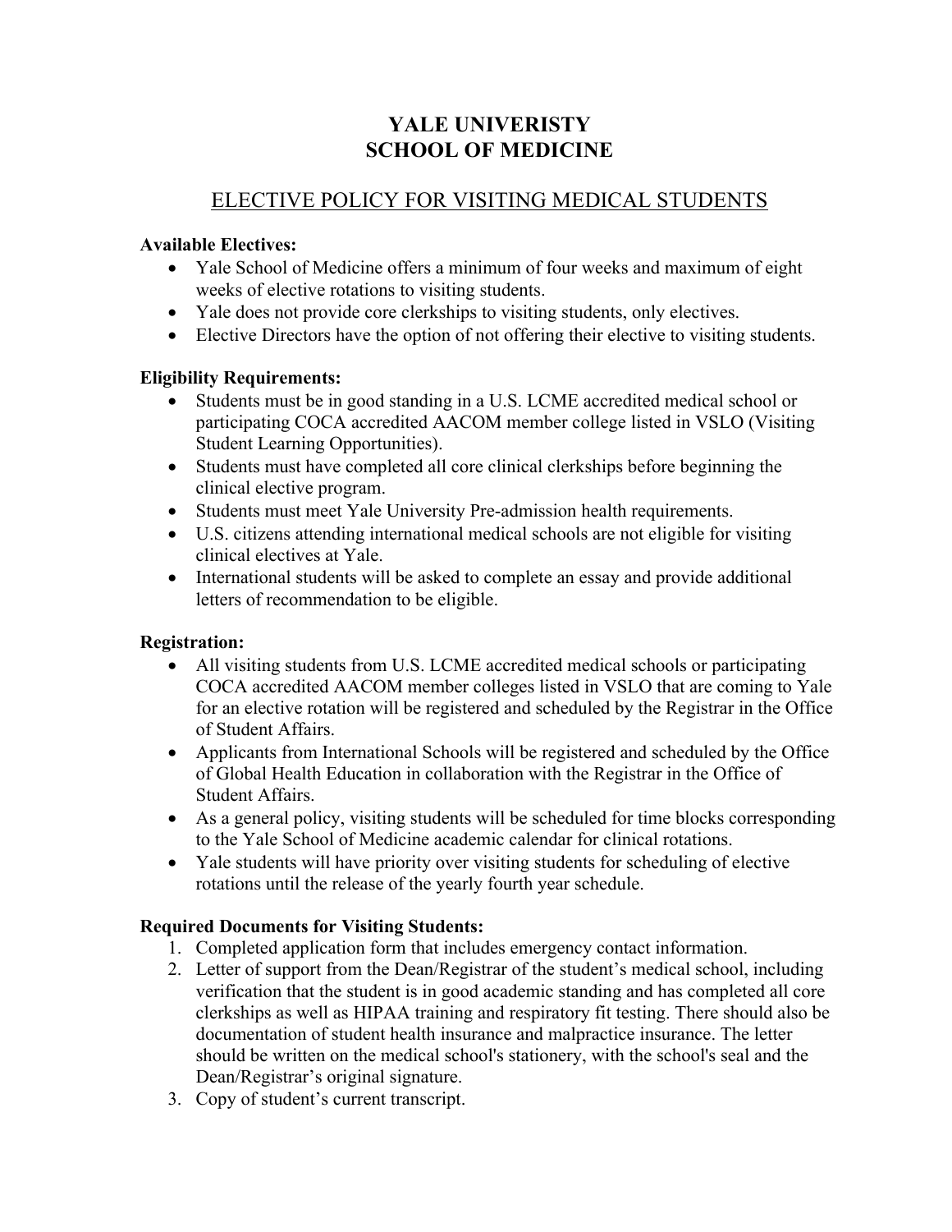# YALE UNIVERISTY
# SCHOOL OF MEDICINE

## ELECTIVE POLICY FOR VISITING MEDICAL STUDENTS

**Available Electives:**

- Yale School of Medicine offers a minimum of four weeks and maximum of eight weeks of elective rotations to visiting students.
- Yale does not provide core clerkships to visiting students, only electives.
- Elective Directors have the option of not offering their elective to visiting students.

**Eligibility Requirements:**

- Students must be in good standing in a U.S. LCME accredited medical school or participating COCA accredited AACOM member college listed in VSLO (Visiting Student Learning Opportunities).
- Students must have completed all core clinical clerkships before beginning the clinical elective program.
- Students must meet Yale University Pre-admission health requirements.
- U.S. citizens attending international medical schools are not eligible for visiting clinical electives at Yale.
- International students will be asked to complete an essay and provide additional letters of recommendation to be eligible.

**Registration:**

- All visiting students from U.S. LCME accredited medical schools or participating COCA accredited AACOM member colleges listed in VSLO that are coming to Yale for an elective rotation will be registered and scheduled by the Registrar in the Office of Student Affairs.
- Applicants from International Schools will be registered and scheduled by the Office of Global Health Education in collaboration with the Registrar in the Office of Student Affairs.
- As a general policy, visiting students will be scheduled for time blocks corresponding to the Yale School of Medicine academic calendar for clinical rotations.
- Yale students will have priority over visiting students for scheduling of elective rotations until the release of the yearly fourth year schedule.

**Required Documents for Visiting Students:**

1. Completed application form that includes emergency contact information.
2. Letter of support from the Dean/Registrar of the student's medical school, including verification that the student is in good academic standing and has completed all core clerkships as well as HIPAA training and respiratory fit testing. There should also be documentation of student health insurance and malpractice insurance. The letter should be written on the medical school's stationery, with the school's seal and the Dean/Registrar's original signature.
3. Copy of student's current transcript.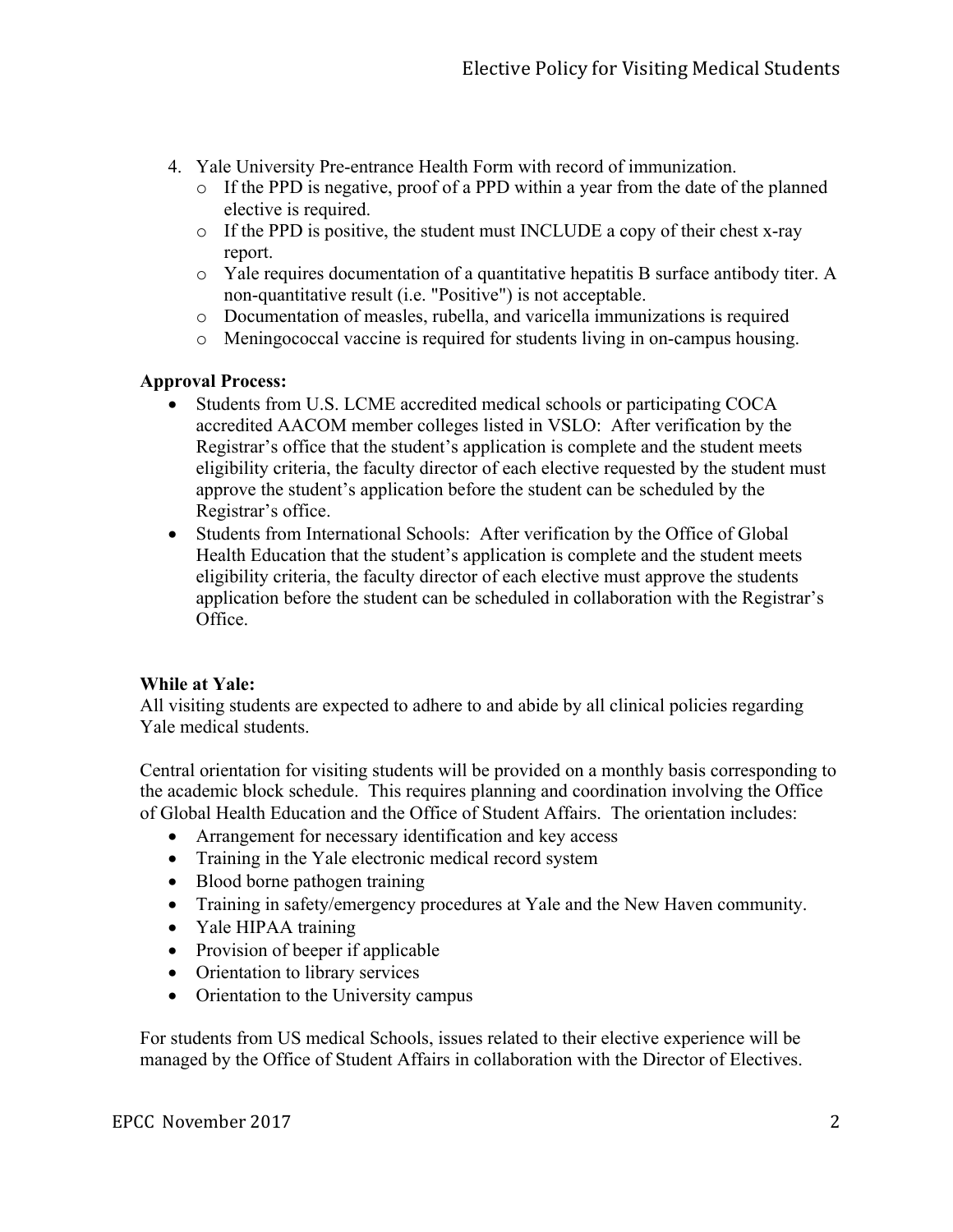4. Yale University Pre-entrance Health Form with record of immunization.
   - If the PPD is negative, proof of a PPD within a year from the date of the planned elective is required.
   - If the PPD is positive, the student must INCLUDE a copy of their chest x-ray report.
   - Yale requires documentation of a quantitative hepatitis B surface antibody titer. A non-quantitative result (i.e. "Positive") is not acceptable.
   - Documentation of measles, rubella, and varicella immunizations is required
   - Meningococcal vaccine is required for students living in on-campus housing.

**Approval Process:**

- Students from U.S. LCME accredited medical schools or participating COCA accredited AACOM member colleges listed in VSLO: After verification by the Registrar's office that the student's application is complete and the student meets eligibility criteria, the faculty director of each elective requested by the student must approve the student's application before the student can be scheduled by the Registrar's office.
- Students from International Schools: After verification by the Office of Global Health Education that the student's application is complete and the student meets eligibility criteria, the faculty director of each elective must approve the students application before the student can be scheduled in collaboration with the Registrar's Office.

**While at Yale:**

All visiting students are expected to adhere to and abide by all clinical policies regarding Yale medical students.

Central orientation for visiting students will be provided on a monthly basis corresponding to the academic block schedule. This requires planning and coordination involving the Office of Global Health Education and the Office of Student Affairs. The orientation includes:

- Arrangement for necessary identification and key access
- Training in the Yale electronic medical record system
- Blood borne pathogen training
- Training in safety/emergency procedures at Yale and the New Haven community.
- Yale HIPAA training
- Provision of beeper if applicable
- Orientation to library services
- Orientation to the University campus

For students from US medical Schools, issues related to their elective experience will be managed by the Office of Student Affairs in collaboration with the Director of Electives.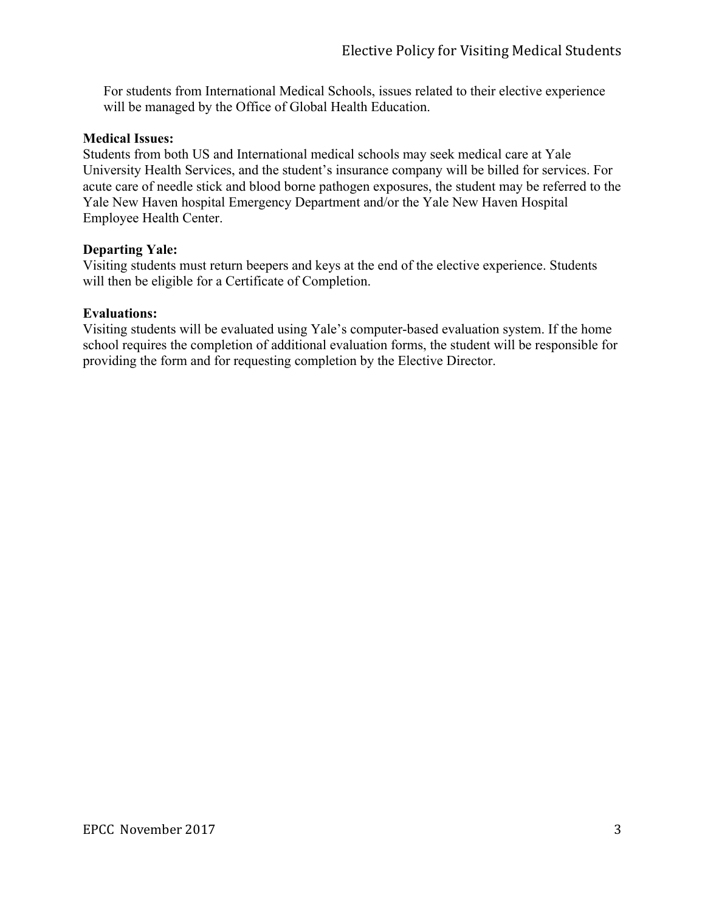For students from International Medical Schools, issues related to their elective experience will be managed by the Office of Global Health Education.

**Medical Issues:**
Students from both US and International medical schools may seek medical care at Yale University Health Services, and the student's insurance company will be billed for services. For acute care of needle stick and blood borne pathogen exposures, the student may be referred to the Yale New Haven hospital Emergency Department and/or the Yale New Haven Hospital Employee Health Center.

**Departing Yale:**
Visiting students must return beepers and keys at the end of the elective experience. Students will then be eligible for a Certificate of Completion.

**Evaluations:**
Visiting students will be evaluated using Yale's computer-based evaluation system. If the home school requires the completion of additional evaluation forms, the student will be responsible for providing the form and for requesting completion by the Elective Director.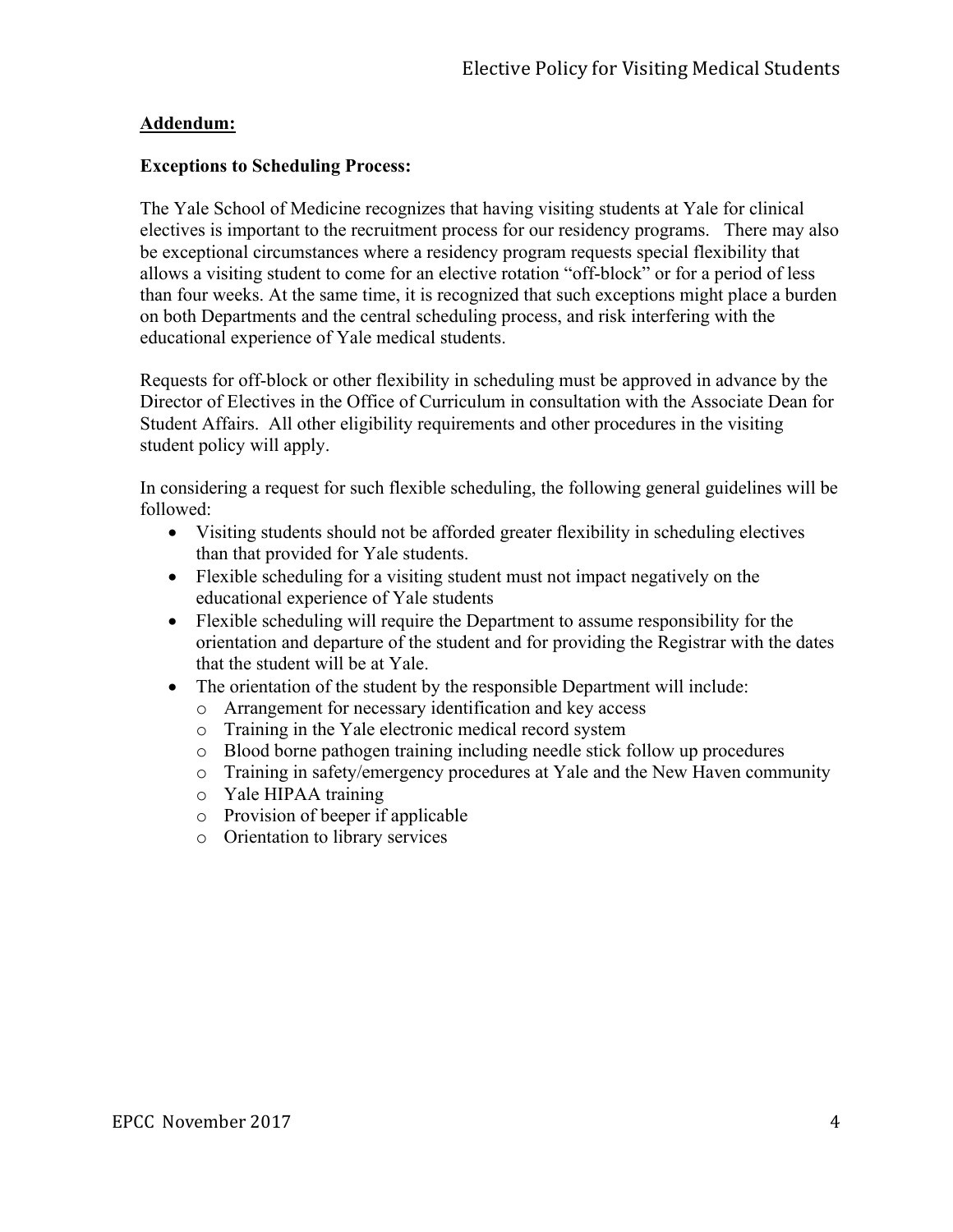**Addendum:**

**Exceptions to Scheduling Process:**

The Yale School of Medicine recognizes that having visiting students at Yale for clinical electives is important to the recruitment process for our residency programs. There may also be exceptional circumstances where a residency program requests special flexibility that allows a visiting student to come for an elective rotation "off-block" or for a period of less than four weeks. At the same time, it is recognized that such exceptions might place a burden on both Departments and the central scheduling process, and risk interfering with the educational experience of Yale medical students.

Requests for off-block or other flexibility in scheduling must be approved in advance by the Director of Electives in the Office of Curriculum in consultation with the Associate Dean for Student Affairs. All other eligibility requirements and other procedures in the visiting student policy will apply.

In considering a request for such flexible scheduling, the following general guidelines will be followed:

- Visiting students should not be afforded greater flexibility in scheduling electives than that provided for Yale students.
- Flexible scheduling for a visiting student must not impact negatively on the educational experience of Yale students
- Flexible scheduling will require the Department to assume responsibility for the orientation and departure of the student and for providing the Registrar with the dates that the student will be at Yale.
- The orientation of the student by the responsible Department will include:
    - Arrangement for necessary identification and key access
    - Training in the Yale electronic medical record system
    - Blood borne pathogen training including needle stick follow up procedures
    - Training in safety/emergency procedures at Yale and the New Haven community
    - Yale HIPAA training
    - Provision of beeper if applicable
    - Orientation to library services